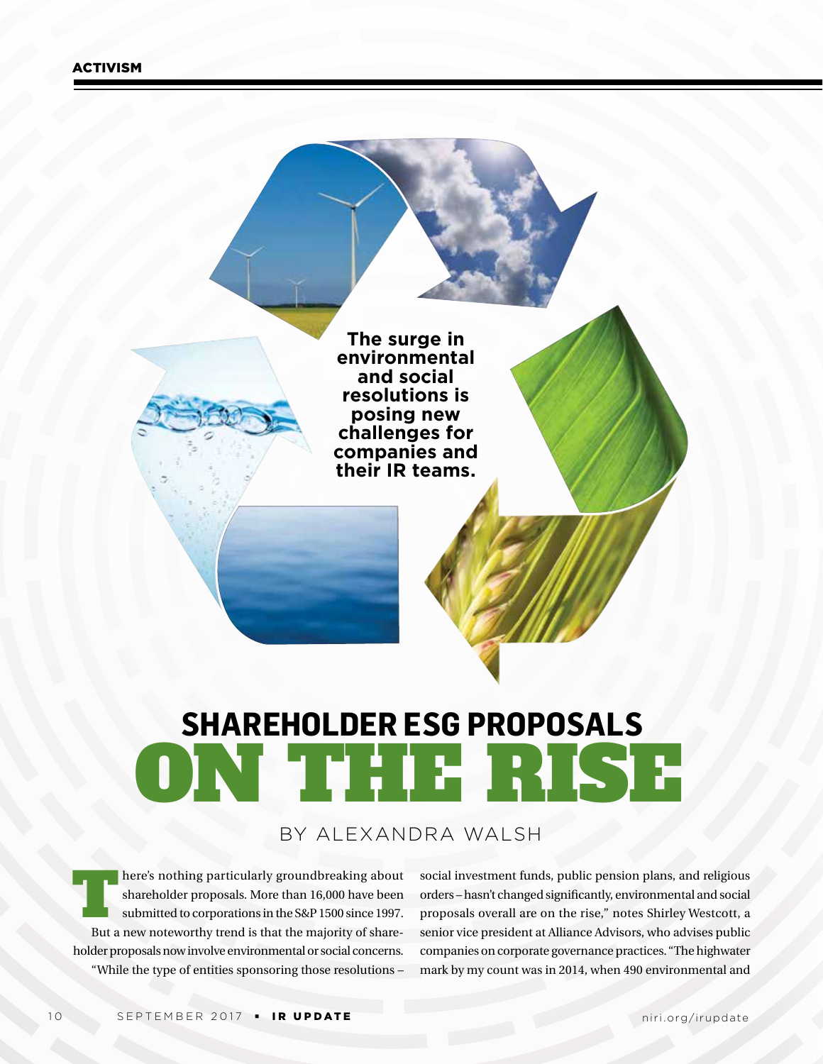ACTIVISM

**The surge in environmental and social resolutions is posing new challenges for companies and their IR teams.**

# SHAREHOLDER ESG PROPOSALS ON THE RISE

BY ALEXANDRA WALSH

There's nothing particularly groundbreaking about shareholder proposals. More than 16,000 have been submitted to corporations in the S&P 1500 since 1997. But a new noteworthy trend is that the majority of shareholder proposals now involve environmental or social concerns.

"While the type of entities sponsoring those resolutions – social investment funds, public pension plans, and religious orders – hasn't changed significantly, environmental and social proposals overall are on the rise," notes Shirley Westcott, a senior vice president at Alliance Advisors, who advises public companies on corporate governance practices. "The highwater mark by my count was in 2014, when 490 environmental and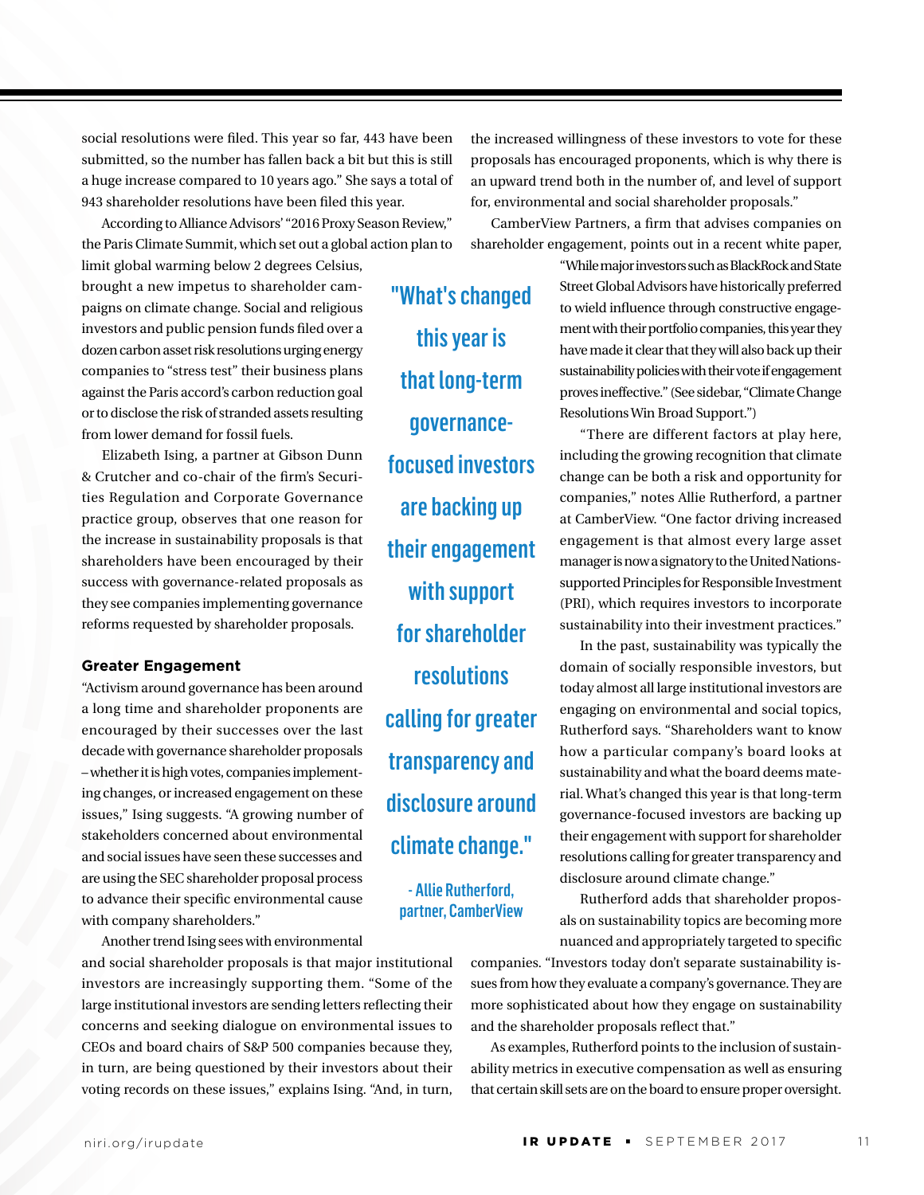social resolutions were filed. This year so far, 443 have been submitted, so the number has fallen back a bit but this is still a huge increase compared to 10 years ago." She says a total of 943 shareholder resolutions have been filed this year.

According to Alliance Advisors' "2016 Proxy Season Review," the Paris Climate Summit, which set out a global action plan to limit global warming below 2 degrees Celsius, brought a new impetus to shareholder campaigns on climate change. Social and religious investors and public pension funds filed over a dozen carbon asset risk resolutions urging energy companies to "stress test" their business plans against the Paris accord's carbon reduction goal or to disclose the risk of stranded assets resulting from lower demand for fossil fuels.

Elizabeth Ising, a partner at Gibson Dunn & Crutcher and co-chair of the firm's Securities Regulation and Corporate Governance practice group, observes that one reason for the increase in sustainability proposals is that shareholders have been encouraged by their success with governance-related proposals as they see companies implementing governance reforms requested by shareholder proposals.

### Greater Engagement

"Activism around governance has been around a long time and shareholder proponents are encouraged by their successes over the last decade with governance shareholder proposals – whether it is high votes, companies implementing changes, or increased engagement on these issues," Ising suggests. "A growing number of stakeholders concerned about environmental and social issues have seen these successes and are using the SEC shareholder proposal process to advance their specific environmental cause with company shareholders."

Another trend Ising sees with environmental and social shareholder proposals is that major institutional investors are increasingly supporting them. "Some of the large institutional investors are sending letters reflecting their concerns and seeking dialogue on environmental issues to CEOs and board chairs of S&P 500 companies because they, in turn, are being questioned by their investors about their voting records on these issues," explains Ising. "And, in turn, the increased willingness of these investors to vote for these proposals has encouraged proponents, which is why there is an upward trend both in the number of, and level of support for, environmental and social shareholder proposals."

CamberView Partners, a firm that advises companies on shareholder engagement, points out in a recent white paper, "While major investors such as BlackRock and State Street Global Advisors have historically preferred to wield influence through constructive engagement with their portfolio companies, this year they have made it clear that they will also back up their sustainability policies with their vote if engagement proves ineffective." (See sidebar, "Climate Change Resolutions Win Broad Support.")

"There are different factors at play here, including the growing recognition that climate change can be both a risk and opportunity for companies," notes Allie Rutherford, a partner at CamberView. "One factor driving increased engagement is that almost every large asset manager is now a signatory to the United Nations-supported Principles for Responsible Investment (PRI), which requires investors to incorporate sustainability into their investment practices."

In the past, sustainability was typically the domain of socially responsible investors, but today almost all large institutional investors are engaging on environmental and social topics, Rutherford says. "Shareholders want to know how a particular company's board looks at sustainability and what the board deems material. What's changed this year is that long-term governance-focused investors are backing up their engagement with support for shareholder resolutions calling for greater transparency and disclosure around climate change."

> **"What's changed this year is that long-term governance-focused investors are backing up their engagement with support for shareholder resolutions calling for greater transparency and disclosure around climate change."**
>
> **- Allie Rutherford, partner, CamberView**

Rutherford adds that shareholder proposals on sustainability topics are becoming more nuanced and appropriately targeted to specific companies. "Investors today don't separate sustainability issues from how they evaluate a company's governance. They are more sophisticated about how they engage on sustainability and the shareholder proposals reflect that."

As examples, Rutherford points to the inclusion of sustainability metrics in executive compensation as well as ensuring that certain skill sets are on the board to ensure proper oversight.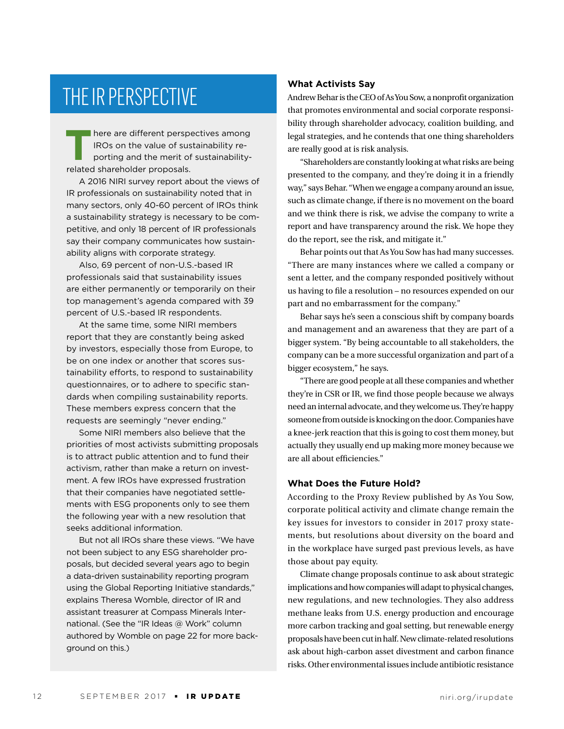## THE IR PERSPECTIVE

There are different perspectives among IROs on the value of sustainability reporting and the merit of sustainability-related shareholder proposals.

A 2016 NIRI survey report about the views of IR professionals on sustainability noted that in many sectors, only 40-60 percent of IROs think a sustainability strategy is necessary to be competitive, and only 18 percent of IR professionals say their company communicates how sustainability aligns with corporate strategy.

Also, 69 percent of non-U.S.-based IR professionals said that sustainability issues are either permanently or temporarily on their top management's agenda compared with 39 percent of U.S.-based IR respondents.

At the same time, some NIRI members report that they are constantly being asked by investors, especially those from Europe, to be on one index or another that scores sustainability efforts, to respond to sustainability questionnaires, or to adhere to specific standards when compiling sustainability reports. These members express concern that the requests are seemingly "never ending."

Some NIRI members also believe that the priorities of most activists submitting proposals is to attract public attention and to fund their activism, rather than make a return on investment. A few IROs have expressed frustration that their companies have negotiated settlements with ESG proponents only to see them the following year with a new resolution that seeks additional information.

But not all IROs share these views. "We have not been subject to any ESG shareholder proposals, but decided several years ago to begin a data-driven sustainability reporting program using the Global Reporting Initiative standards," explains Theresa Womble, director of IR and assistant treasurer at Compass Minerals International. (See the "IR Ideas @ Work" column authored by Womble on page 22 for more background on this.)

### What Activists Say

Andrew Behar is the CEO of As You Sow, a nonprofit organization that promotes environmental and social corporate responsibility through shareholder advocacy, coalition building, and legal strategies, and he contends that one thing shareholders are really good at is risk analysis.

"Shareholders are constantly looking at what risks are being presented to the company, and they're doing it in a friendly way," says Behar. "When we engage a company around an issue, such as climate change, if there is no movement on the board and we think there is risk, we advise the company to write a report and have transparency around the risk. We hope they do the report, see the risk, and mitigate it."

Behar points out that As You Sow has had many successes. "There are many instances where we called a company or sent a letter, and the company responded positively without us having to file a resolution – no resources expended on our part and no embarrassment for the company."

Behar says he's seen a conscious shift by company boards and management and an awareness that they are part of a bigger system. "By being accountable to all stakeholders, the company can be a more successful organization and part of a bigger ecosystem," he says.

"There are good people at all these companies and whether they're in CSR or IR, we find those people because we always need an internal advocate, and they welcome us. They're happy someone from outside is knocking on the door. Companies have a knee-jerk reaction that this is going to cost them money, but actually they usually end up making more money because we are all about efficiencies."

### What Does the Future Hold?

According to the Proxy Review published by As You Sow, corporate political activity and climate change remain the key issues for investors to consider in 2017 proxy statements, but resolutions about diversity on the board and in the workplace have surged past previous levels, as have those about pay equity.

Climate change proposals continue to ask about strategic implications and how companies will adapt to physical changes, new regulations, and new technologies. They also address methane leaks from U.S. energy production and encourage more carbon tracking and goal setting, but renewable energy proposals have been cut in half. New climate-related resolutions ask about high-carbon asset divestment and carbon finance risks. Other environmental issues include antibiotic resistance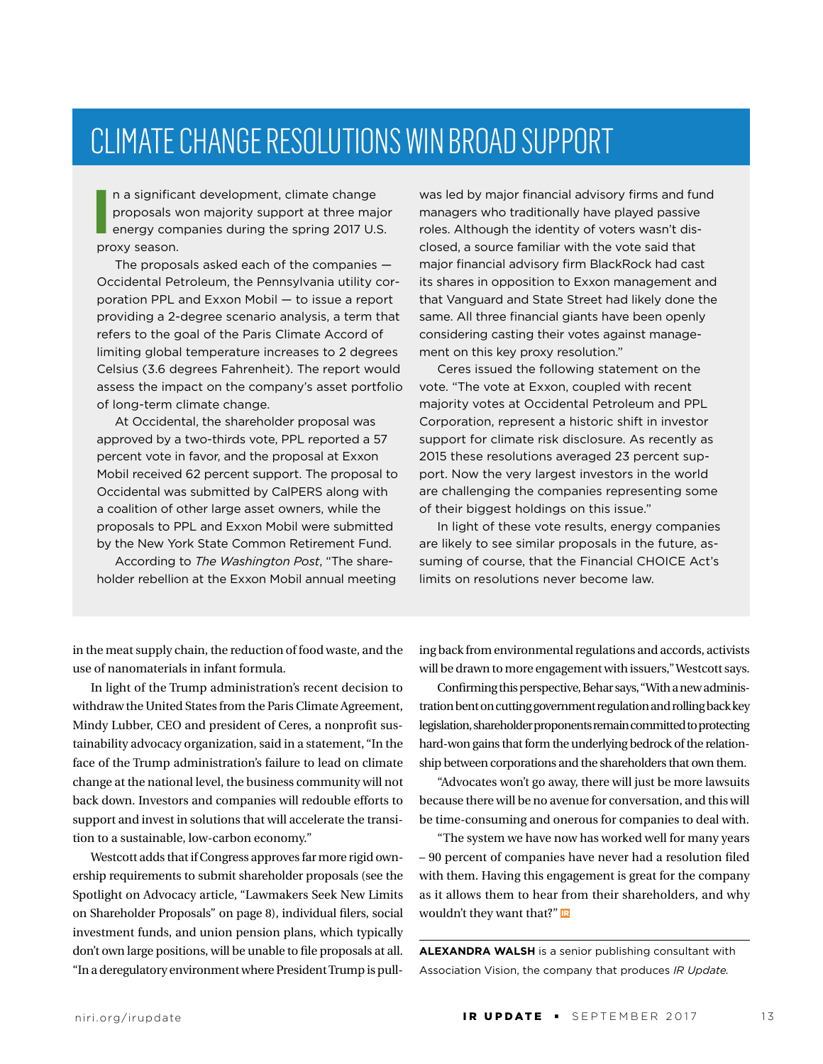## CLIMATE CHANGE RESOLUTIONS WIN BROAD SUPPORT

In a significant development, climate change proposals won majority support at three major energy companies during the spring 2017 U.S. proxy season.

The proposals asked each of the companies — Occidental Petroleum, the Pennsylvania utility corporation PPL and Exxon Mobil — to issue a report providing a 2-degree scenario analysis, a term that refers to the goal of the Paris Climate Accord of limiting global temperature increases to 2 degrees Celsius (3.6 degrees Fahrenheit). The report would assess the impact on the company's asset portfolio of long-term climate change.

At Occidental, the shareholder proposal was approved by a two-thirds vote, PPL reported a 57 percent vote in favor, and the proposal at Exxon Mobil received 62 percent support. The proposal to Occidental was submitted by CalPERS along with a coalition of other large asset owners, while the proposals to PPL and Exxon Mobil were submitted by the New York State Common Retirement Fund.

According to *The Washington Post*, "The shareholder rebellion at the Exxon Mobil annual meeting was led by major financial advisory firms and fund managers who traditionally have played passive roles. Although the identity of voters wasn't disclosed, a source familiar with the vote said that major financial advisory firm BlackRock had cast its shares in opposition to Exxon management and that Vanguard and State Street had likely done the same. All three financial giants have been openly considering casting their votes against management on this key proxy resolution."

Ceres issued the following statement on the vote. "The vote at Exxon, coupled with recent majority votes at Occidental Petroleum and PPL Corporation, represent a historic shift in investor support for climate risk disclosure. As recently as 2015 these resolutions averaged 23 percent support. Now the very largest investors in the world are challenging the companies representing some of their biggest holdings on this issue."

In light of these vote results, energy companies are likely to see similar proposals in the future, assuming of course, that the Financial CHOICE Act's limits on resolutions never become law.

---

in the meat supply chain, the reduction of food waste, and the use of nanomaterials in infant formula.

In light of the Trump administration's recent decision to withdraw the United States from the Paris Climate Agreement, Mindy Lubber, CEO and president of Ceres, a nonprofit sustainability advocacy organization, said in a statement, "In the face of the Trump administration's failure to lead on climate change at the national level, the business community will not back down. Investors and companies will redouble efforts to support and invest in solutions that will accelerate the transition to a sustainable, low-carbon economy."

Westcott adds that if Congress approves far more rigid ownership requirements to submit shareholder proposals (see the Spotlight on Advocacy article, "Lawmakers Seek New Limits on Shareholder Proposals" on page 8), individual filers, social investment funds, and union pension plans, which typically don't own large positions, will be unable to file proposals at all. "In a deregulatory environment where President Trump is pulling back from environmental regulations and accords, activists will be drawn to more engagement with issuers," Westcott says.

Confirming this perspective, Behar says, "With a new administration bent on cutting government regulation and rolling back key legislation, shareholder proponents remain committed to protecting hard-won gains that form the underlying bedrock of the relationship between corporations and the shareholders that own them.

"Advocates won't go away, there will just be more lawsuits because there will be no avenue for conversation, and this will be time-consuming and onerous for companies to deal with.

"The system we have now has worked well for many years – 90 percent of companies have never had a resolution filed with them. Having this engagement is great for the company as it allows them to hear from their shareholders, and why wouldn't they want that?"

**ALEXANDRA WALSH** is a senior publishing consultant with Association Vision, the company that produces *IR Update*.